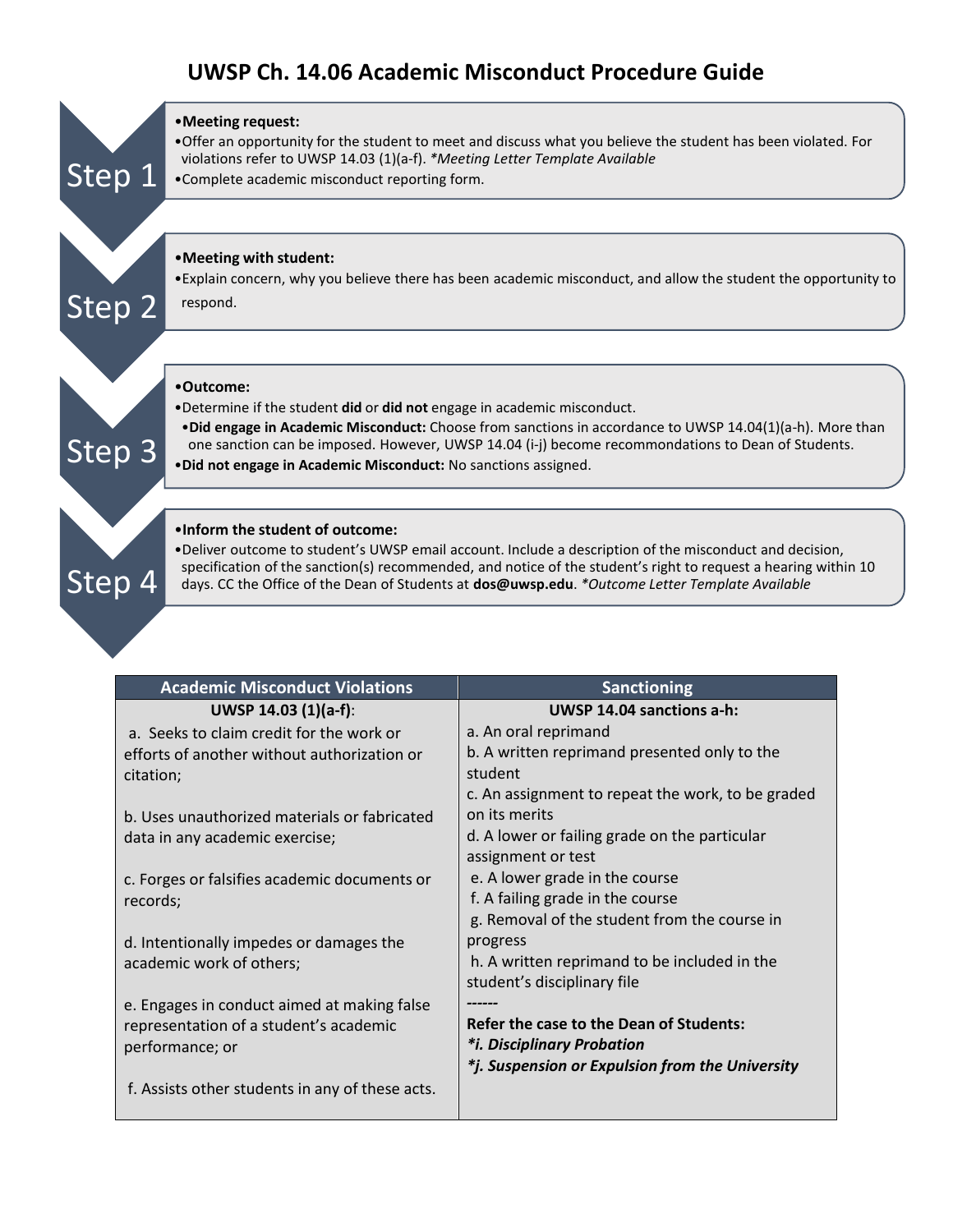# UWSP Ch. 14.06 Academic Misconduct Procedure Guide

## Step 1

- **Meeting request:**
- Offer an opportunity for the student to meet and discuss what you believe the student has been violated. For violations refer to UWSP 14.03 (1)(a-f). *\*Meeting Letter Template Available*
- Complete academic misconduct reporting form.

## Step 2

- **Meeting with student:**
- Explain concern, why you believe there has been academic misconduct, and allow the student the opportunity to respond.

## Step 3

- **Outcome:**
- Determine if the student **did** or **did not** engage in academic misconduct.
  - **Did engage in Academic Misconduct:** Choose from sanctions in accordance to UWSP 14.04(1)(a-h). More than one sanction can be imposed. However, UWSP 14.04 (i-j) become recommondations to Dean of Students.
- **Did not engage in Academic Misconduct:** No sanctions assigned.

## Step 4

- **Inform the student of outcome:**
- Deliver outcome to student's UWSP email account. Include a description of the misconduct and decision, specification of the sanction(s) recommended, and notice of the student's right to request a hearing within 10 days. CC the Office of the Dean of Students at **dos@uwsp.edu**. *\*Outcome Letter Template Available*

| Academic Misconduct Violations | Sanctioning |
|---|---|
| **UWSP 14.03 (1)(a-f)**: | **UWSP 14.04 sanctions a-h:** |
| a. Seeks to claim credit for the work or efforts of another without authorization or citation;<br><br>b. Uses unauthorized materials or fabricated data in any academic exercise;<br><br>c. Forges or falsifies academic documents or records;<br><br>d. Intentionally impedes or damages the academic work of others;<br><br>e. Engages in conduct aimed at making false representation of a student's academic performance; or<br><br>f. Assists other students in any of these acts. | a. An oral reprimand<br>b. A written reprimand presented only to the student<br>c. An assignment to repeat the work, to be graded on its merits<br>d. A lower or failing grade on the particular assignment or test<br>e. A lower grade in the course<br>f. A failing grade in the course<br>g. Removal of the student from the course in progress<br>h. A written reprimand to be included in the student's disciplinary file<br>------<br>**Refer the case to the Dean of Students:**<br>***i. Disciplinary Probation***<br>***j. Suspension or Expulsion from the University*** |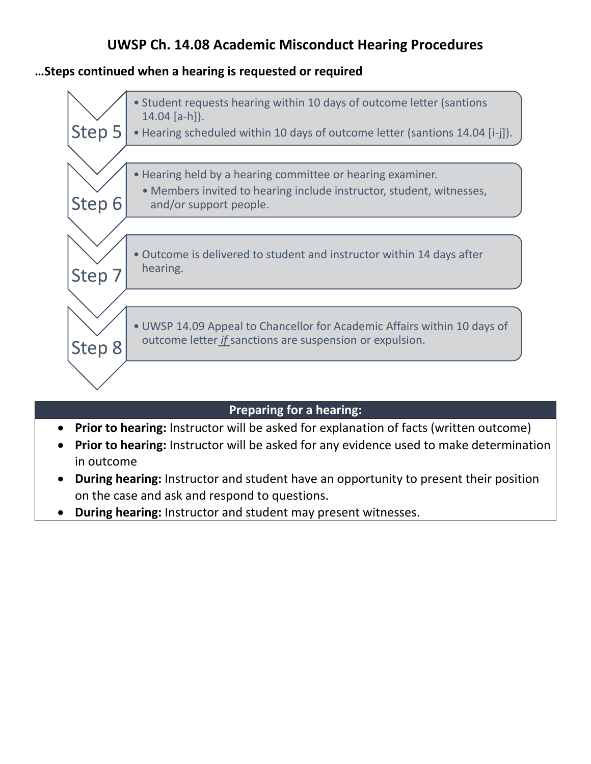# UWSP Ch. 14.08 Academic Misconduct Hearing Procedures

**…Steps continued when a hearing is requested or required**

**Step 5**

- Student requests hearing within 10 days of outcome letter (santions 14.04 [a-h]).
- Hearing scheduled within 10 days of outcome letter (santions 14.04 [i-j]).

**Step 6**

- Hearing held by a hearing committee or hearing examiner.
  - Members invited to hearing include instructor, student, witnesses, and/or support people.

**Step 7**

- Outcome is delivered to student and instructor within 14 days after hearing.

**Step 8**

- UWSP 14.09 Appeal to Chancellor for Academic Affairs within 10 days of outcome letter *if* sanctions are suspension or expulsion.

## Preparing for a hearing:

- **Prior to hearing:** Instructor will be asked for explanation of facts (written outcome)
- **Prior to hearing:** Instructor will be asked for any evidence used to make determination in outcome
- **During hearing:** Instructor and student have an opportunity to present their position on the case and ask and respond to questions.
- **During hearing:** Instructor and student may present witnesses.